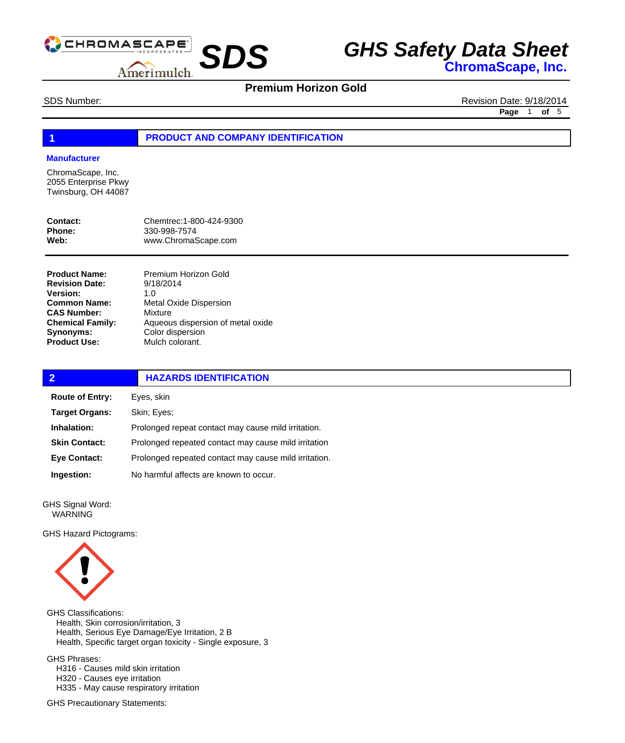# GHS Safety Data Sheet

**ChromaScape, Inc.**

## Premium Horizon Gold

SDS Number:

Revision Date: 9/18/2014

## 1 PRODUCT AND COMPANY IDENTIFICATION

### Manufacturer

ChromaScape, Inc.
2055 Enterprise Pkwy
Twinsburg, OH 44087

**Contact:** Chemtrec:1-800-424-9300
**Phone:** 330-998-7574
**Web:** www.ChromaScape.com

**Product Name:** Premium Horizon Gold
**Revision Date:** 9/18/2014
**Version:** 1.0
**Common Name:** Metal Oxide Dispersion
**CAS Number:** Mixture
**Chemical Family:** Aqueous dispersion of metal oxide
**Synonyms:** Color dispersion
**Product Use:** Mulch colorant.

## 2 HAZARDS IDENTIFICATION

**Route of Entry:** Eyes, skin

**Target Organs:** Skin; Eyes;

**Inhalation:** Prolonged repeat contact may cause mild irritation.

**Skin Contact:** Prolonged repeated contact may cause mild irritation

**Eye Contact:** Prolonged repeated contact may cause mild irritation.

**Ingestion:** No harmful affects are known to occur.

GHS Signal Word:
WARNING

GHS Hazard Pictograms:

GHS Classifications:
- Health, Skin corrosion/irritation, 3
- Health, Serious Eye Damage/Eye Irritation, 2 B
- Health, Specific target organ toxicity - Single exposure, 3

GHS Phrases:
- H316 - Causes mild skin irritation
- H320 - Causes eye irritation
- H335 - May cause respiratory irritation

GHS Precautionary Statements: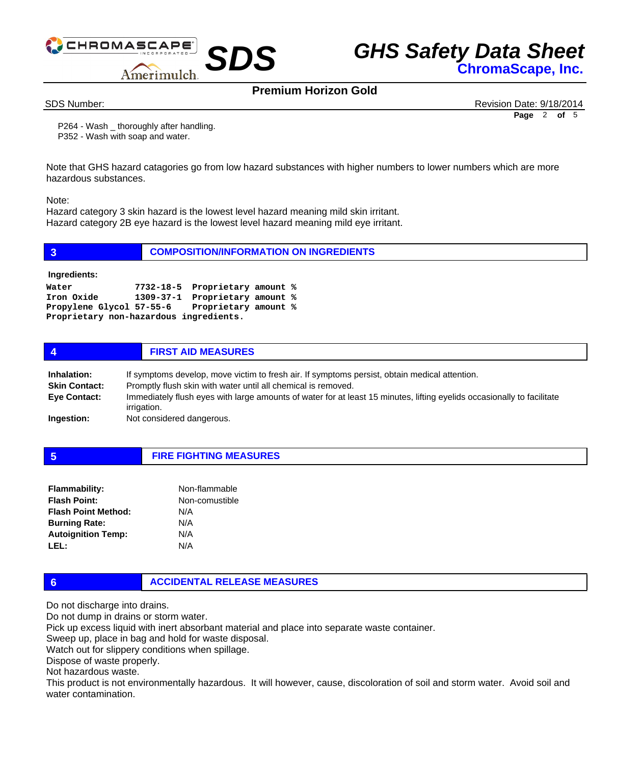P264 - Wash _ thoroughly after handling.
P352 - Wash with soap and water.

Note that GHS hazard catagories go from low hazard substances with higher numbers to lower numbers which are more hazardous substances.

Note:
Hazard category 3 skin hazard is the lowest level hazard meaning mild skin irritant.
Hazard category 2B eye hazard is the lowest level hazard meaning mild eye irritant.

## 3 COMPOSITION/INFORMATION ON INGREDIENTS

**Ingredients:**

```
Water           7732-18-5  Proprietary amount %
Iron Oxide      1309-37-1  Proprietary amount %
Propylene Glycol 57-55-6   Proprietary amount %
Proprietary non-hazardous ingredients.
```

## 4 FIRST AID MEASURES

**Inhalation:** If symptoms develop, move victim to fresh air. If symptoms persist, obtain medical attention.
**Skin Contact:** Promptly flush skin with water until all chemical is removed.
**Eye Contact:** Immediately flush eyes with large amounts of water for at least 15 minutes, lifting eyelids occasionally to facilitate irrigation.
**Ingestion:** Not considered dangerous.

## 5 FIRE FIGHTING MEASURES

**Flammability:** Non-flammable
**Flash Point:** Non-comustible
**Flash Point Method:** N/A
**Burning Rate:** N/A
**Autoignition Temp:** N/A
**LEL:** N/A

## 6 ACCIDENTAL RELEASE MEASURES

Do not discharge into drains.
Do not dump in drains or storm water.
Pick up excess liquid with inert absorbant material and place into separate waste container.
Sweep up, place in bag and hold for waste disposal.
Watch out for slippery conditions when spillage.
Dispose of waste properly.
Not hazardous waste.
This product is not environmentally hazardous. It will however, cause, discoloration of soil and storm water. Avoid soil and water contamination.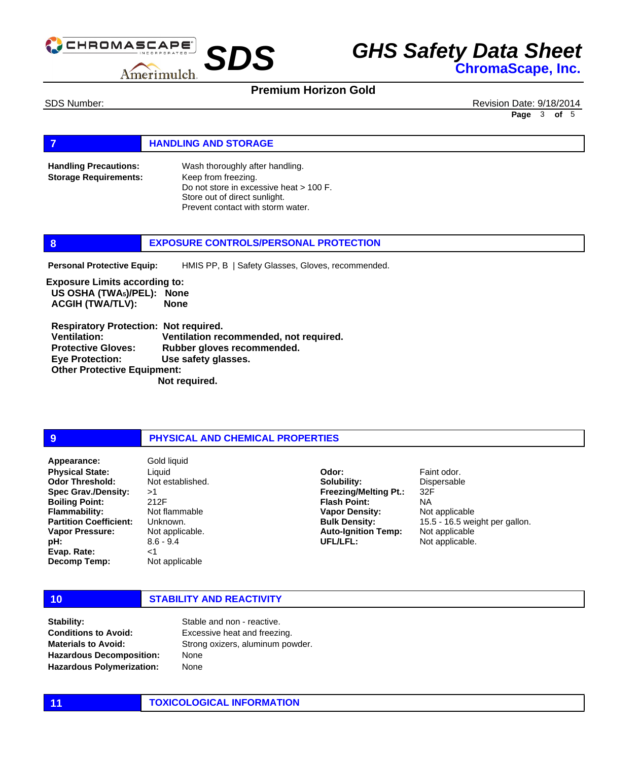## 7 HANDLING AND STORAGE

**Handling Precautions:** Wash thoroughly after handling.

**Storage Requirements:** Keep from freezing.
Do not store in excessive heat > 100 F.
Store out of direct sunlight.
Prevent contact with storm water.

## 8 EXPOSURE CONTROLS/PERSONAL PROTECTION

**Personal Protective Equip:** HMIS PP, B | Safety Glasses, Gloves, recommended.

**Exposure Limits according to:**

**US OSHA (TWA$_5$)/PEL): None**
**ACGIH (TWA/TLV): None**

**Respiratory Protection: Not required.**
**Ventilation: Ventilation recommended, not required.**
**Protective Gloves: Rubber gloves recommended.**
**Eye Protection: Use safety glasses.**
**Other Protective Equipment: Not required.**

## 9 PHYSICAL AND CHEMICAL PROPERTIES

**Appearance:** Gold liquid
**Physical State:** Liquid
**Odor Threshold:** Not established.
**Spec Grav./Density:** >1
**Boiling Point:** 212F
**Flammability:** Not flammable
**Partition Coefficient:** Unknown.
**Vapor Pressure:** Not applicable.
**pH:** 8.6 - 9.4
**Evap. Rate:** <1
**Decomp Temp:** Not applicable

**Odor:** Faint odor.
**Solubility:** Dispersable
**Freezing/Melting Pt.:** 32F
**Flash Point:** NA
**Vapor Density:** Not applicable
**Bulk Density:** 15.5 - 16.5 weight per gallon.
**Auto-Ignition Temp:** Not applicable
**UFL/LFL:** Not applicable.

## 10 STABILITY AND REACTIVITY

**Stability:** Stable and non - reactive.
**Conditions to Avoid:** Excessive heat and freezing.
**Materials to Avoid:** Strong oxizers, aluminum powder.
**Hazardous Decomposition:** None
**Hazardous Polymerization:** None

## 11 TOXICOLOGICAL INFORMATION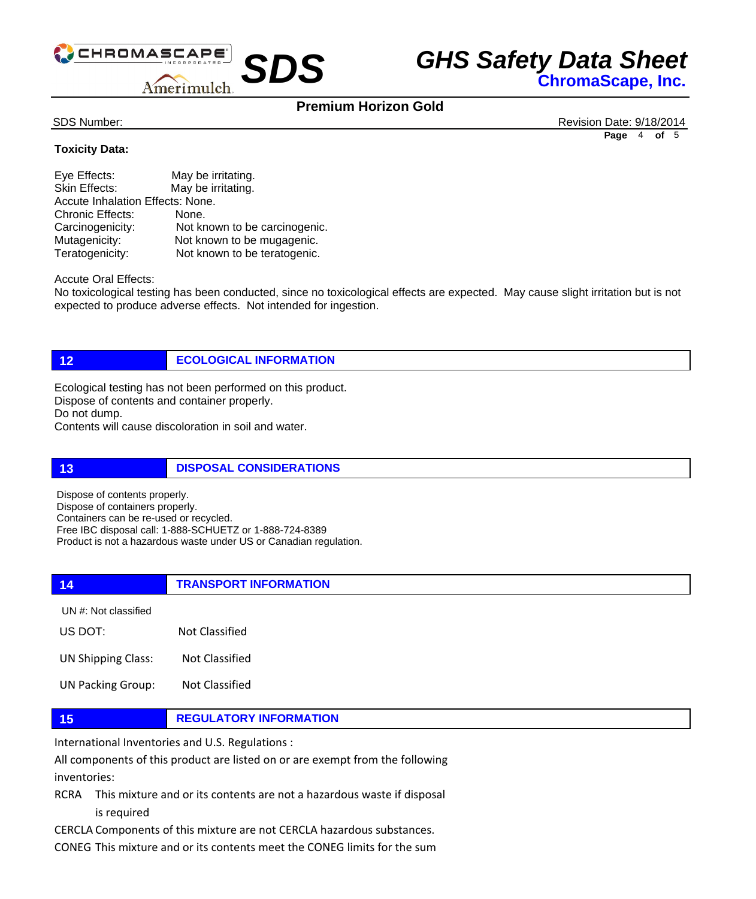**Toxicity Data:**

Eye Effects: May be irritating.
Skin Effects: May be irritating.
Accute Inhalation Effects: None.
Chronic Effects: None.
Carcinogenicity: Not known to be carcinogenic.
Mutagenicity: Not known to be mugagenic.
Teratogenicity: Not known to be teratogenic.

Accute Oral Effects:
No toxicological testing has been conducted, since no toxicological effects are expected. May cause slight irritation but is not expected to produce adverse effects. Not intended for ingestion.

## 12 ECOLOGICAL INFORMATION

Ecological testing has not been performed on this product.
Dispose of contents and container properly.
Do not dump.
Contents will cause discoloration in soil and water.

## 13 DISPOSAL CONSIDERATIONS

Dispose of contents properly.
Dispose of containers properly.
Containers can be re-used or recycled.
Free IBC disposal call: 1-888-SCHUETZ or 1-888-724-8389
Product is not a hazardous waste under US or Canadian regulation.

## 14 TRANSPORT INFORMATION

UN #: Not classified

US DOT: Not Classified

UN Shipping Class: Not Classified

UN Packing Group: Not Classified

## 15 REGULATORY INFORMATION

International Inventories and U.S. Regulations :

All components of this product are listed on or are exempt from the following inventories:

RCRA This mixture and or its contents are not a hazardous waste if disposal is required

CERCLA Components of this mixture are not CERCLA hazardous substances.

CONEG This mixture and or its contents meet the CONEG limits for the sum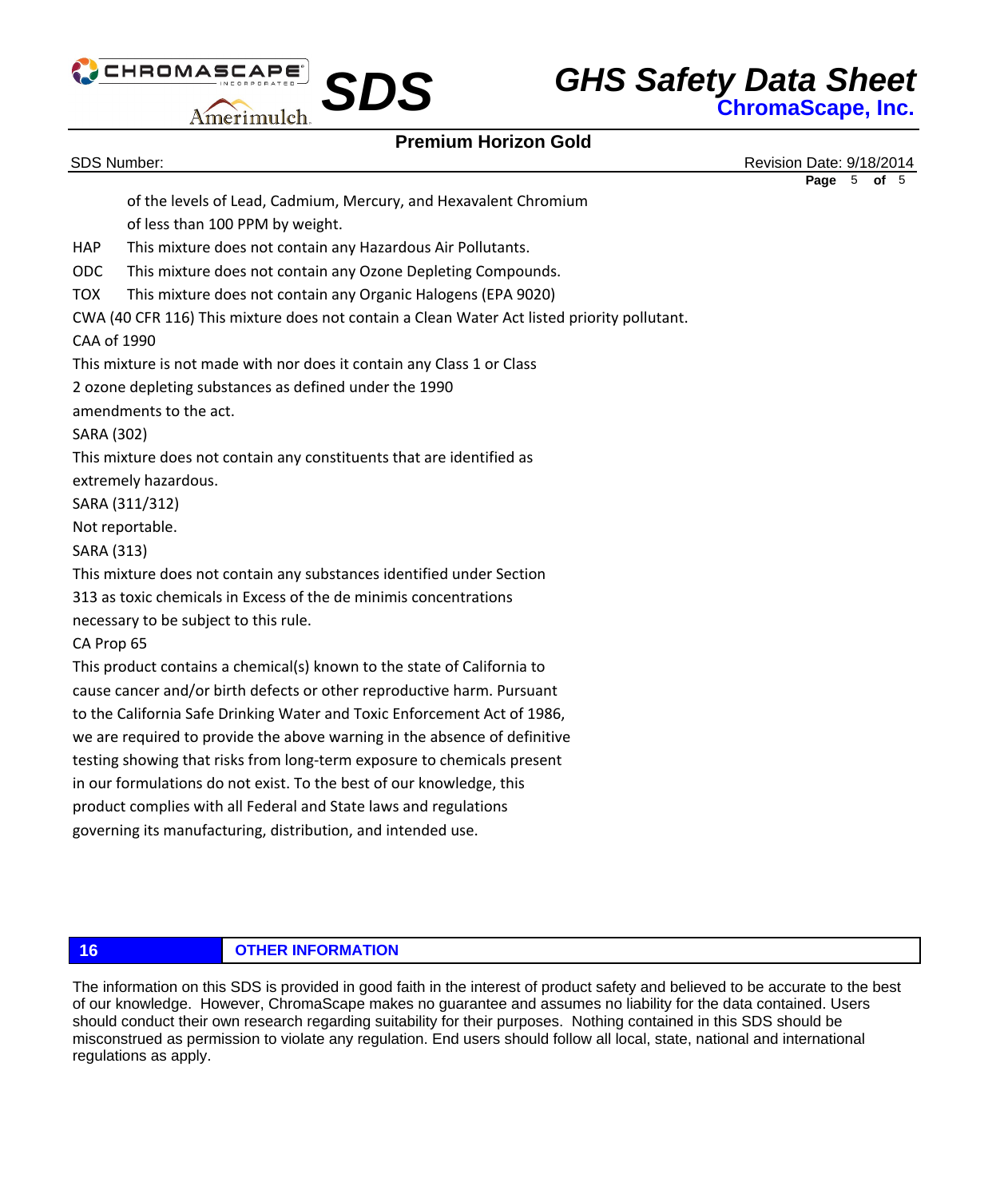of the levels of Lead, Cadmium, Mercury, and Hexavalent Chromium of less than 100 PPM by weight.

HAP This mixture does not contain any Hazardous Air Pollutants.

ODC This mixture does not contain any Ozone Depleting Compounds.

TOX This mixture does not contain any Organic Halogens (EPA 9020)

CWA (40 CFR 116) This mixture does not contain a Clean Water Act listed priority pollutant.

CAA of 1990

This mixture is not made with nor does it contain any Class 1 or Class 2 ozone depleting substances as defined under the 1990 amendments to the act.

SARA (302)

This mixture does not contain any constituents that are identified as extremely hazardous.

SARA (311/312)

Not reportable.

SARA (313)

This mixture does not contain any substances identified under Section 313 as toxic chemicals in Excess of the de minimis concentrations necessary to be subject to this rule.

CA Prop 65

This product contains a chemical(s) known to the state of California to cause cancer and/or birth defects or other reproductive harm. Pursuant to the California Safe Drinking Water and Toxic Enforcement Act of 1986, we are required to provide the above warning in the absence of definitive testing showing that risks from long-term exposure to chemicals present in our formulations do not exist. To the best of our knowledge, this product complies with all Federal and State laws and regulations governing its manufacturing, distribution, and intended use.

## 16 OTHER INFORMATION

The information on this SDS is provided in good faith in the interest of product safety and believed to be accurate to the best of our knowledge. However, ChromaScape makes no guarantee and assumes no liability for the data contained. Users should conduct their own research regarding suitability for their purposes. Nothing contained in this SDS should be misconstrued as permission to violate any regulation. End users should follow all local, state, national and international regulations as apply.